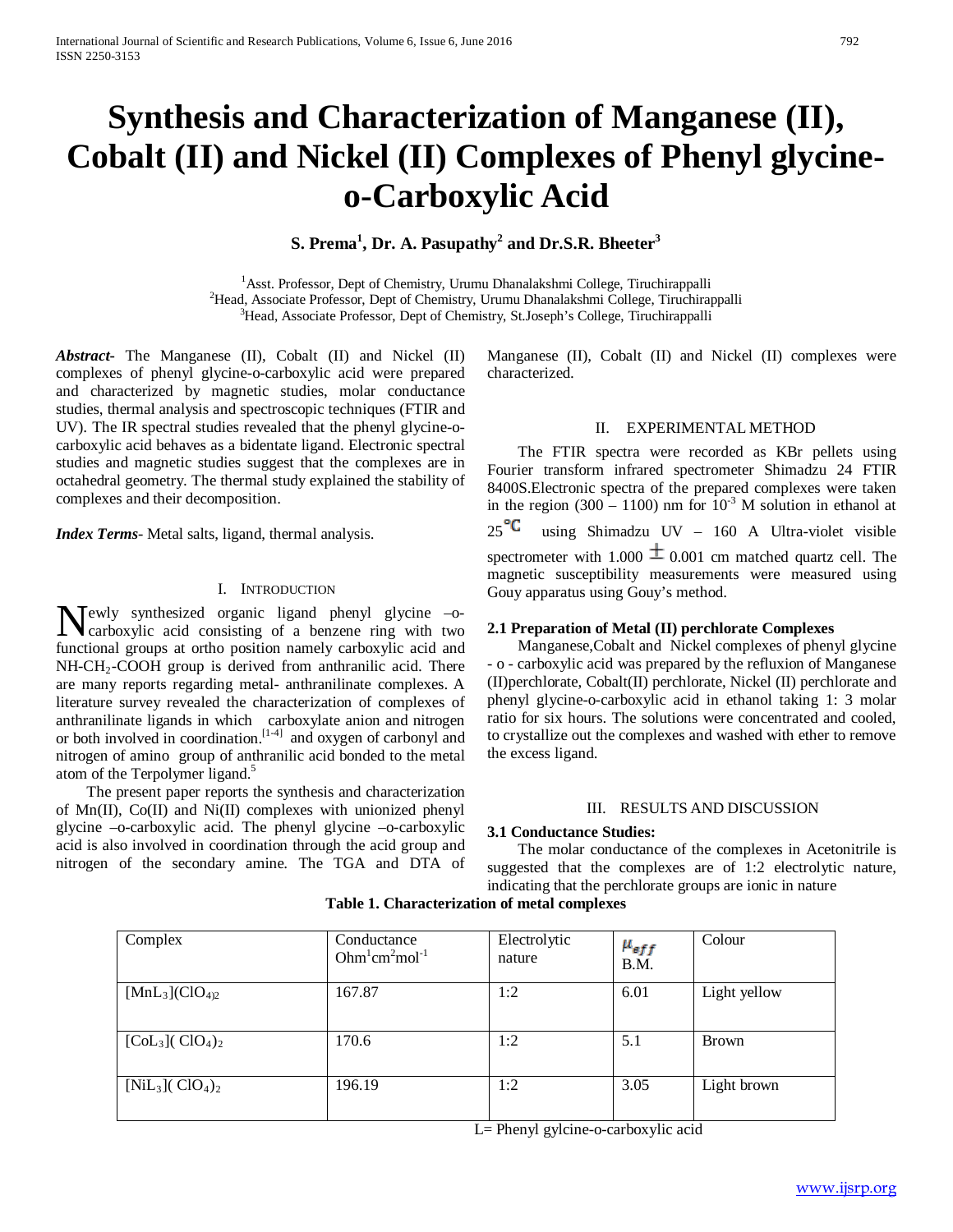# Synthesis and Characterization of Manganese (II), Cobalt (II) and Nickel (II) Complexes of Phenyl glycine-o-Carboxylic Acid

**S. Prema[1], Dr. A. Pasupathy[2] and Dr.S.R. Bheeter[3]**

[1]Asst. Professor, Dept of Chemistry, Urumu Dhanalakshmi College, Tiruchirappalli
[2]Head, Associate Professor, Dept of Chemistry, Urumu Dhanalakshmi College, Tiruchirappalli
[3]Head, Associate Professor, Dept of Chemistry, St.Joseph's College, Tiruchirappalli

***Abstract***- The Manganese (II), Cobalt (II) and Nickel (II) complexes of phenyl glycine-o-carboxylic acid were prepared and characterized by magnetic studies, molar conductance studies, thermal analysis and spectroscopic techniques (FTIR and UV). The IR spectral studies revealed that the phenyl glycine-o-carboxylic acid behaves as a bidentate ligand. Electronic spectral studies and magnetic studies suggest that the complexes are in octahedral geometry. The thermal study explained the stability of complexes and their decomposition.

***Index Terms***- Metal salts, ligand, thermal analysis.

## I. Introduction

Newly synthesized organic ligand phenyl glycine –o-carboxylic acid consisting of a benzene ring with two functional groups at ortho position namely carboxylic acid and NH-$CH_2$-COOH group is derived from anthranilic acid. There are many reports regarding metal- anthranilinate complexes. A literature survey revealed the characterization of complexes of anthranilinate ligands in which carboxylate anion and nitrogen or both involved in coordination.[1-4] and oxygen of carbonyl and nitrogen of amino group of anthranilic acid bonded to the metal atom of the Terpolymer ligand.[5]

The present paper reports the synthesis and characterization of Mn(II), Co(II) and Ni(II) complexes with unionized phenyl glycine –o-carboxylic acid. The phenyl glycine –o-carboxylic acid is also involved in coordination through the acid group and nitrogen of the secondary amine. The TGA and DTA of Manganese (II), Cobalt (II) and Nickel (II) complexes were characterized.

## II. Experimental Method

The FTIR spectra were recorded as KBr pellets using Fourier transform infrared spectrometer Shimadzu 24 FTIR 8400S.Electronic spectra of the prepared complexes were taken in the region (300 – 1100) nm for $10^{-3}$ M solution in ethanol at 25 °C using Shimadzu UV – 160 A Ultra-violet visible spectrometer with 1.000 ± 0.001 cm matched quartz cell. The magnetic susceptibility measurements were measured using Gouy apparatus using Gouy's method.

### 2.1 Preparation of Metal (II) perchlorate Complexes

Manganese,Cobalt and Nickel complexes of phenyl glycine - o - carboxylic acid was prepared by the refluxion of Manganese (II)perchlorate, Cobalt(II) perchlorate, Nickel (II) perchlorate and phenyl glycine-o-carboxylic acid in ethanol taking 1: 3 molar ratio for six hours. The solutions were concentrated and cooled, to crystallize out the complexes and washed with ether to remove the excess ligand.

## III. Results and Discussion

### 3.1 Conductance Studies:

The molar conductance of the complexes in Acetonitrile is suggested that the complexes are of 1:2 electrolytic nature, indicating that the perchlorate groups are ionic in nature

**Table 1. Characterization of metal complexes**

| Complex | Conductance $Ohm^{1}cm^{2}mol^{-1}$ | Electrolytic nature | $\mu_{eff}$ B.M. | Colour |
|---|---|---|---|---|
| $[MnL_3](ClO_4)_2$ | 167.87 | 1:2 | 6.01 | Light yellow |
| $[CoL_3](ClO_4)_2$ | 170.6 | 1:2 | 5.1 | Brown |
| $[NiL_3](ClO_4)_2$ | 196.19 | 1:2 | 3.05 | Light brown |

L= Phenyl gylcine-o-carboxylic acid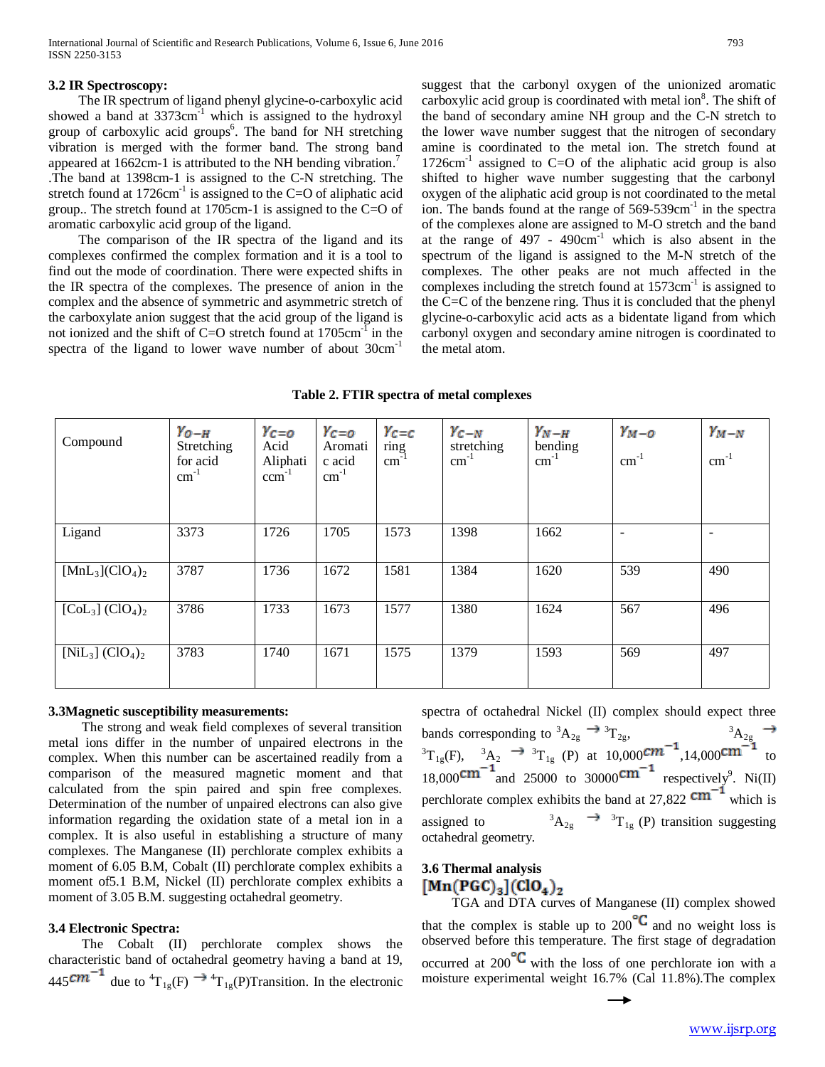### 3.2 IR Spectroscopy:

The IR spectrum of ligand phenyl glycine-o-carboxylic acid showed a band at 3373cm$^{-1}$ which is assigned to the hydroxyl group of carboxylic acid groups[6]. The band for NH stretching vibration is merged with the former band. The strong band appeared at 1662cm-1 is attributed to the NH bending vibration.[7] .The band at 1398cm-1 is assigned to the C-N stretching. The stretch found at 1726cm$^{-1}$ is assigned to the C=O of aliphatic acid group.. The stretch found at 1705cm-1 is assigned to the C=O of aromatic carboxylic acid group of the ligand.

The comparison of the IR spectra of the ligand and its complexes confirmed the complex formation and it is a tool to find out the mode of coordination. There were expected shifts in the IR spectra of the complexes. The presence of anion in the complex and the absence of symmetric and asymmetric stretch of the carboxylate anion suggest that the acid group of the ligand is not ionized and the shift of C=O stretch found at 1705cm$^{-1}$ in the spectra of the ligand to lower wave number of about 30cm$^{-1}$ suggest that the carbonyl oxygen of the unionized aromatic carboxylic acid group is coordinated with metal ion[8]. The shift of the band of secondary amine NH group and the C-N stretch to the lower wave number suggest that the nitrogen of secondary amine is coordinated to the metal ion. The stretch found at 1726cm$^{-1}$ assigned to C=O of the aliphatic acid group is also shifted to higher wave number suggesting that the carbonyl oxygen of the aliphatic acid group is not coordinated to the metal ion. The bands found at the range of 569-539cm$^{-1}$ in the spectra of the complexes alone are assigned to M-O stretch and the band at the range of 497 - 490cm$^{-1}$ which is also absent in the spectrum of the ligand is assigned to the M-N stretch of the complexes. The other peaks are not much affected in the complexes including the stretch found at 1573cm$^{-1}$ is assigned to the C=C of the benzene ring. Thus it is concluded that the phenyl glycine-o-carboxylic acid acts as a bidentate ligand from which carbonyl oxygen and secondary amine nitrogen is coordinated to the metal atom.

**Table 2. FTIR spectra of metal complexes**

| Compound | $\gamma_{O-H}$ Stretching for acid cm$^{-1}$ | $\gamma_{C=O}$ Acid Aliphatic ccm$^{-1}$ | $\gamma_{C=O}$ Aromatic acid cm$^{-1}$ | $\gamma_{C=C}$ ring cm$^{-1}$ | $\gamma_{C-N}$ stretching cm$^{-1}$ | $\gamma_{N-H}$ bending cm$^{-1}$ | $\gamma_{M-O}$ cm$^{-1}$ | $\gamma_{M-N}$ cm$^{-1}$ |
|---|---|---|---|---|---|---|---|---|
| Ligand | 3373 | 1726 | 1705 | 1573 | 1398 | 1662 | - | - |
| $[MnL_3](ClO_4)_2$ | 3787 | 1736 | 1672 | 1581 | 1384 | 1620 | 539 | 490 |
| $[CoL_3]\ (ClO_4)_2$ | 3786 | 1733 | 1673 | 1577 | 1380 | 1624 | 567 | 496 |
| $[NiL_3]\ (ClO_4)_2$ | 3783 | 1740 | 1671 | 1575 | 1379 | 1593 | 569 | 497 |

### 3.3Magnetic susceptibility measurements:

The strong and weak field complexes of several transition metal ions differ in the number of unpaired electrons in the complex. When this number can be ascertained readily from a comparison of the measured magnetic moment and that calculated from the spin paired and spin free complexes. Determination of the number of unpaired electrons can also give information regarding the oxidation state of a metal ion in a complex. It is also useful in establishing a structure of many complexes. The Manganese (II) perchlorate complex exhibits a moment of 6.05 B.M, Cobalt (II) perchlorate complex exhibits a moment of5.1 B.M, Nickel (II) perchlorate complex exhibits a moment of 3.05 B.M. suggesting octahedral geometry.

### 3.4 Electronic Spectra:

The Cobalt (II) perchlorate complex shows the characteristic band of octahedral geometry having a band at 19, 445$cm^{-1}$ due to $^4T_{1g}(F) \rightarrow {}^4T_{1g}(P)$Transition. In the electronic spectra of octahedral Nickel (II) complex should expect three bands corresponding to $^3A_{2g} \rightarrow {}^3T_{2g}$, $^3A_{2g} \rightarrow {}^3T_{1g}(F)$, $^3A_2 \rightarrow {}^3T_{1g}$ (P) at 10,000$cm^{-1}$,14,000$cm^{-1}$ to 18,000$cm^{-1}$and 25000 to 30000$cm^{-1}$ respectively[9]. Ni(II) perchlorate complex exhibits the band at 27,822 $cm^{-1}$ which is assigned to $^3A_{2g} \rightarrow {}^3T_{1g}$ (P) transition suggesting octahedral geometry.

### 3.6 Thermal analysis

**$[Mn(PGC)_3](ClO_4)_2$**

TGA and DTA curves of Manganese (II) complex showed that the complex is stable up to 200$^\circ$C and no weight loss is observed before this temperature. The first stage of degradation occurred at 200$^\circ$C with the loss of one perchlorate ion with a moisture experimental weight 16.7% (Cal 11.8%).The complex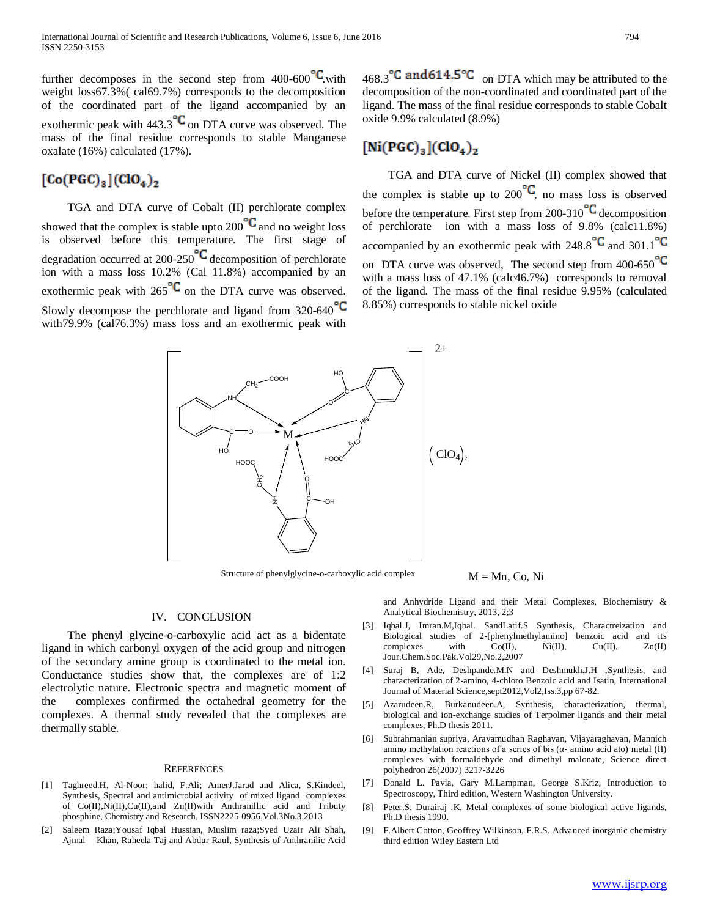further decomposes in the second step from 400-600 °C with weight loss67.3%( cal69.7%) corresponds to the decomposition of the coordinated part of the ligand accompanied by an exothermic peak with 443.3 °C on DTA curve was observed. The mass of the final residue corresponds to stable Manganese oxalate (16%) calculated (17%).

## $[Co(PGC)_3](ClO_4)_2$

TGA and DTA curve of Cobalt (II) perchlorate complex showed that the complex is stable upto 200 °C and no weight loss is observed before this temperature. The first stage of degradation occurred at 200-250 °C decomposition of perchlorate ion with a mass loss 10.2% (Cal 11.8%) accompanied by an exothermic peak with 265 °C on the DTA curve was observed. Slowly decompose the perchlorate and ligand from 320-640 °C with79.9% (cal76.3%) mass loss and an exothermic peak with 468.3 °C and614.5°C on DTA which may be attributed to the decomposition of the non-coordinated and coordinated part of the ligand. The mass of the final residue corresponds to stable Cobalt oxide 9.9% calculated (8.9%)

## $[Ni(PGC)_3](ClO_4)_2$

TGA and DTA curve of Nickel (II) complex showed that the complex is stable up to 200 °C, no mass loss is observed before the temperature. First step from 200-310 °C decomposition of perchlorate ion with a mass loss of 9.8% (calc11.8%) accompanied by an exothermic peak with 248.8 °C and 301.1 °C on DTA curve was observed, The second step from 400-650 °C with a mass loss of 47.1% (calc46.7%) corresponds to removal of the ligand. The mass of the final residue 9.95% (calculated 8.85%) corresponds to stable nickel oxide

Structure of phenylglycine-o-carboxylic acid complex M = Mn, Co, Ni

## IV. CONCLUSION

The phenyl glycine-o-carboxylic acid act as a bidentate ligand in which carbonyl oxygen of the acid group and nitrogen of the secondary amine group is coordinated to the metal ion. Conductance studies show that, the complexes are of 1:2 electrolytic nature. Electronic spectra and magnetic moment of the complexes confirmed the octahedral geometry for the complexes. A thermal study revealed that the complexes are thermally stable.

## REFERENCES

[1] Taghreed.H, Al-Noor; halid, F.Ali; AmerJ.Jarad and Alica, S.Kindeel, Synthesis, Spectral and antimicrobial activity of mixed ligand complexes of Co(II),Ni(II),Cu(II),and Zn(II)with Anthranillic acid and Tributy phosphine, Chemistry and Research, ISSN2225-0956,Vol.3No.3,2013

[2] Saleem Raza;Yousaf Iqbal Hussian, Muslim raza;Syed Uzair Ali Shah, Ajmal Khan, Raheela Taj and Abdur Raul, Synthesis of Anthranilic Acid and Anhydride Ligand and their Metal Complexes, Biochemistry & Analytical Biochemistry, 2013, 2;3

[3] Iqbal.J, Imran.M,Iqbal. SandLatif.S Synthesis, Charactreization and Biological studies of 2-[phenylmethylamino] benzoic acid and its complexes with Co(II), Ni(II), Cu(II), Zn(II) Jour.Chem.Soc.Pak.Vol29,No.2,2007

[4] Suraj B, Ade, Deshpande.M.N and Deshmukh.J.H ,Synthesis, and characterization of 2-amino, 4-chloro Benzoic acid and Isatin, International Journal of Material Science,sept2012,Vol2,Iss.3,pp 67-82.

[5] Azarudeen.R, Burkanudeen.A, Synthesis, characterization, thermal, biological and ion-exchange studies of Terpolmer ligands and their metal complexes, Ph.D thesis 2011.

[6] Subrahmanian supriya, Aravamudhan Raghavan, Vijayaraghavan, Mannich amino methylation reactions of a series of bis (α- amino acid ato) metal (II) complexes with formaldehyde and dimethyl malonate, Science direct polyhedron 26(2007) 3217-3226

[7] Donald L. Pavia, Gary M.Lampman, George S.Kriz, Introduction to Spectroscopy, Third edition, Western Washington University.

[8] Peter.S, Durairaj .K, Metal complexes of some biological active ligands, Ph.D thesis 1990.

[9] F.Albert Cotton, Geoffrey Wilkinson, F.R.S. Advanced inorganic chemistry third edition Wiley Eastern Ltd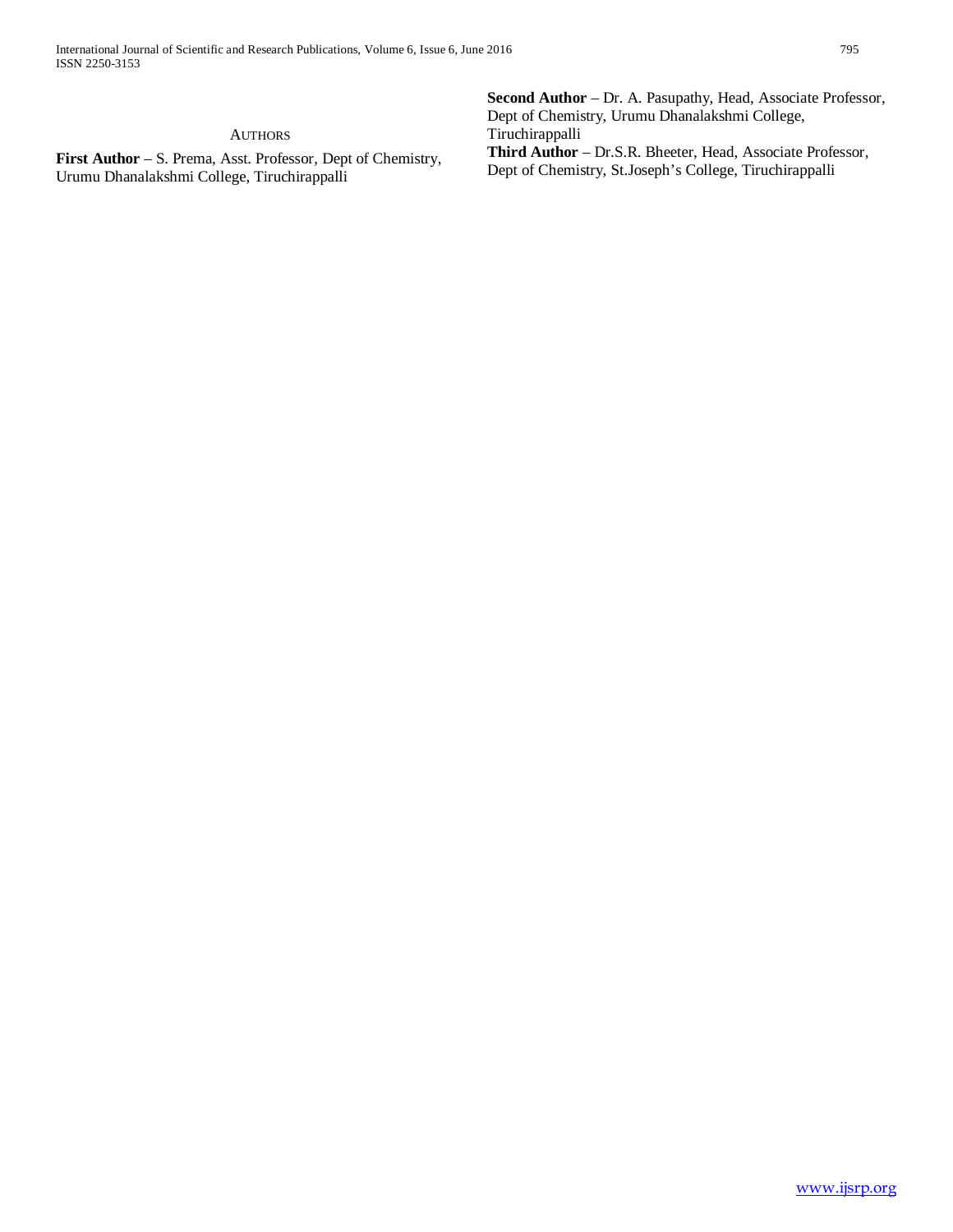## AUTHORS

**First Author** – S. Prema, Asst. Professor, Dept of Chemistry, Urumu Dhanalakshmi College, Tiruchirappalli

**Second Author** – Dr. A. Pasupathy, Head, Associate Professor, Dept of Chemistry, Urumu Dhanalakshmi College, Tiruchirappalli

**Third Author** – Dr.S.R. Bheeter, Head, Associate Professor, Dept of Chemistry, St.Joseph's College, Tiruchirappalli